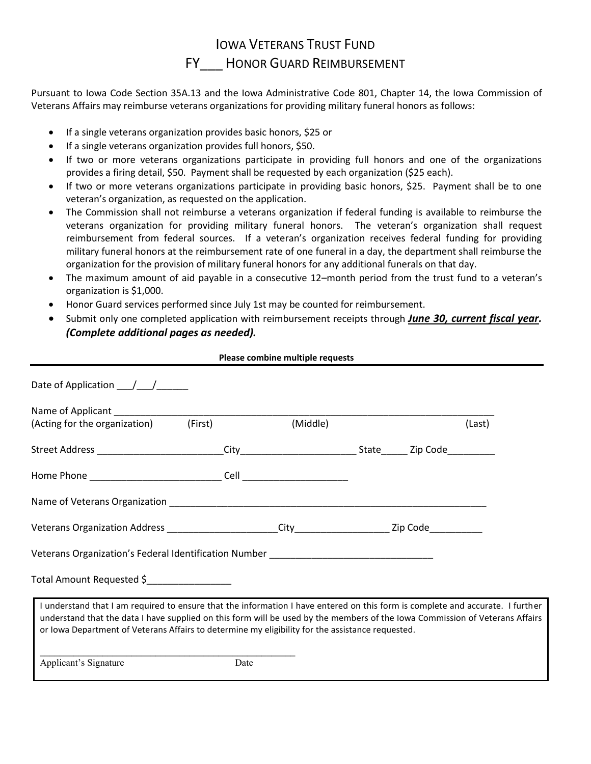# Iowa Veterans Trust Fund

## FY___ Honor Guard Reimbursement

Pursuant to Iowa Code Section 35A.13 and the Iowa Administrative Code 801, Chapter 14, the Iowa Commission of Veterans Affairs may reimburse veterans organizations for providing military funeral honors as follows:

- If a single veterans organization provides basic honors, $25 or
- If a single veterans organization provides full honors, $50.
- If two or more veterans organizations participate in providing full honors and one of the organizations provides a firing detail, $50. Payment shall be requested by each organization ($25 each).
- If two or more veterans organizations participate in providing basic honors, $25. Payment shall be to one veteran's organization, as requested on the application.
- The Commission shall not reimburse a veterans organization if federal funding is available to reimburse the veterans organization for providing military funeral honors. The veteran's organization shall request reimbursement from federal sources. If a veteran's organization receives federal funding for providing military funeral honors at the reimbursement rate of one funeral in a day, the department shall reimburse the organization for the provision of military funeral honors for any additional funerals on that day.
- The maximum amount of aid payable in a consecutive 12–month period from the trust fund to a veteran's organization is $1,000.
- Honor Guard services performed since July 1st may be counted for reimbursement.
- Submit only one completed application with reimbursement receipts through ***June 30, current fiscal year.*** ***(Complete additional pages as needed).***

**Please combine multiple requests**

---

Date of Application ___/___/______

Name of Applicant ____________________________________________________________________________
(Acting for the organization) (First) (Middle) (Last)

Street Address ________________________City______________________ State_____ Zip Code_________

Home Phone _________________________ Cell ____________________

Name of Veterans Organization _______________________________________________________________

Veterans Organization Address _____________________City__________________ Zip Code__________

Veterans Organization's Federal Identification Number _______________________________

Total Amount Requested $________________

I understand that I am required to ensure that the information I have entered on this form is complete and accurate. I further understand that the data I have supplied on this form will be used by the members of the Iowa Commission of Veterans Affairs or Iowa Department of Veterans Affairs to determine my eligibility for the assistance requested.

_____________________________________________________
Applicant's Signature Date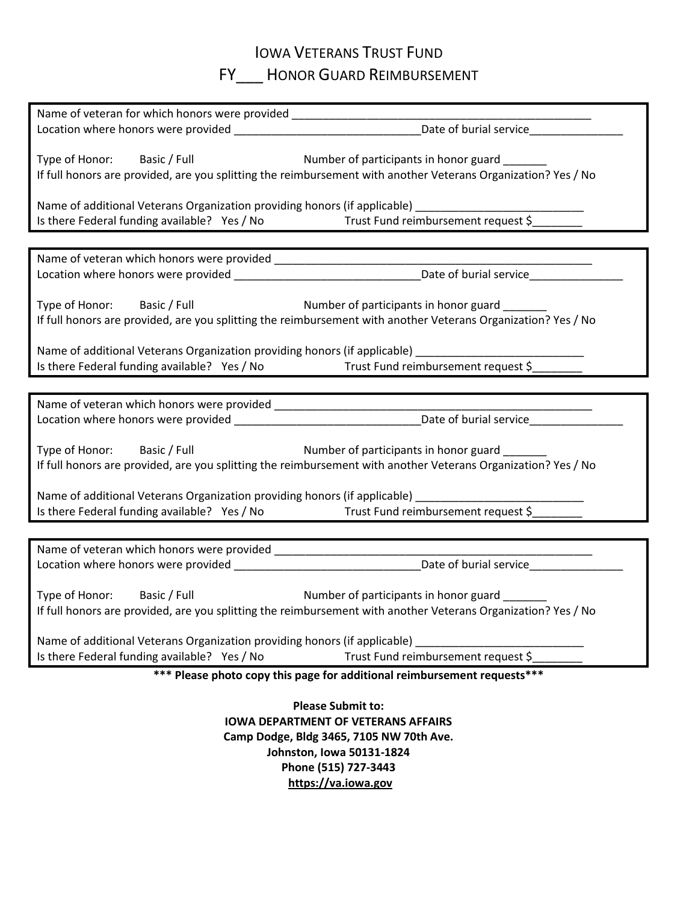# Iowa Veterans Trust Fund

## FY___ Honor Guard Reimbursement

Name of veteran for which honors were provided ___________________________________________________
Location where honors were provided ______________________________Date of burial service_______________

Type of Honor: Basic / Full Number of participants in honor guard _______
If full honors are provided, are you splitting the reimbursement with another Veterans Organization? Yes / No

Name of additional Veterans Organization providing honors (if applicable) ___________________________
Is there Federal funding available? Yes / No Trust Fund reimbursement request $________

---

Name of veteran which honors were provided ____________________________________________________
Location where honors were provided ______________________________Date of burial service_______________

Type of Honor: Basic / Full Number of participants in honor guard _______
If full honors are provided, are you splitting the reimbursement with another Veterans Organization? Yes / No

Name of additional Veterans Organization providing honors (if applicable) ___________________________
Is there Federal funding available? Yes / No Trust Fund reimbursement request $________

---

Name of veteran which honors were provided ____________________________________________________
Location where honors were provided ______________________________Date of burial service_______________

Type of Honor: Basic / Full Number of participants in honor guard _______
If full honors are provided, are you splitting the reimbursement with another Veterans Organization? Yes / No

Name of additional Veterans Organization providing honors (if applicable) ___________________________
Is there Federal funding available? Yes / No Trust Fund reimbursement request $________

---

Name of veteran which honors were provided ____________________________________________________
Location where honors were provided ______________________________Date of burial service_______________

Type of Honor: Basic / Full Number of participants in honor guard _______
If full honors are provided, are you splitting the reimbursement with another Veterans Organization? Yes / No

Name of additional Veterans Organization providing honors (if applicable) ___________________________
Is there Federal funding available? Yes / No Trust Fund reimbursement request $________

**\*\*\* Please photo copy this page for additional reimbursement requests\*\*\***

**Please Submit to:**
**IOWA DEPARTMENT OF VETERANS AFFAIRS**
**Camp Dodge, Bldg 3465, 7105 NW 70th Ave.**
**Johnston, Iowa 50131-1824**
**Phone (515) 727-3443**
**https://va.iowa.gov**